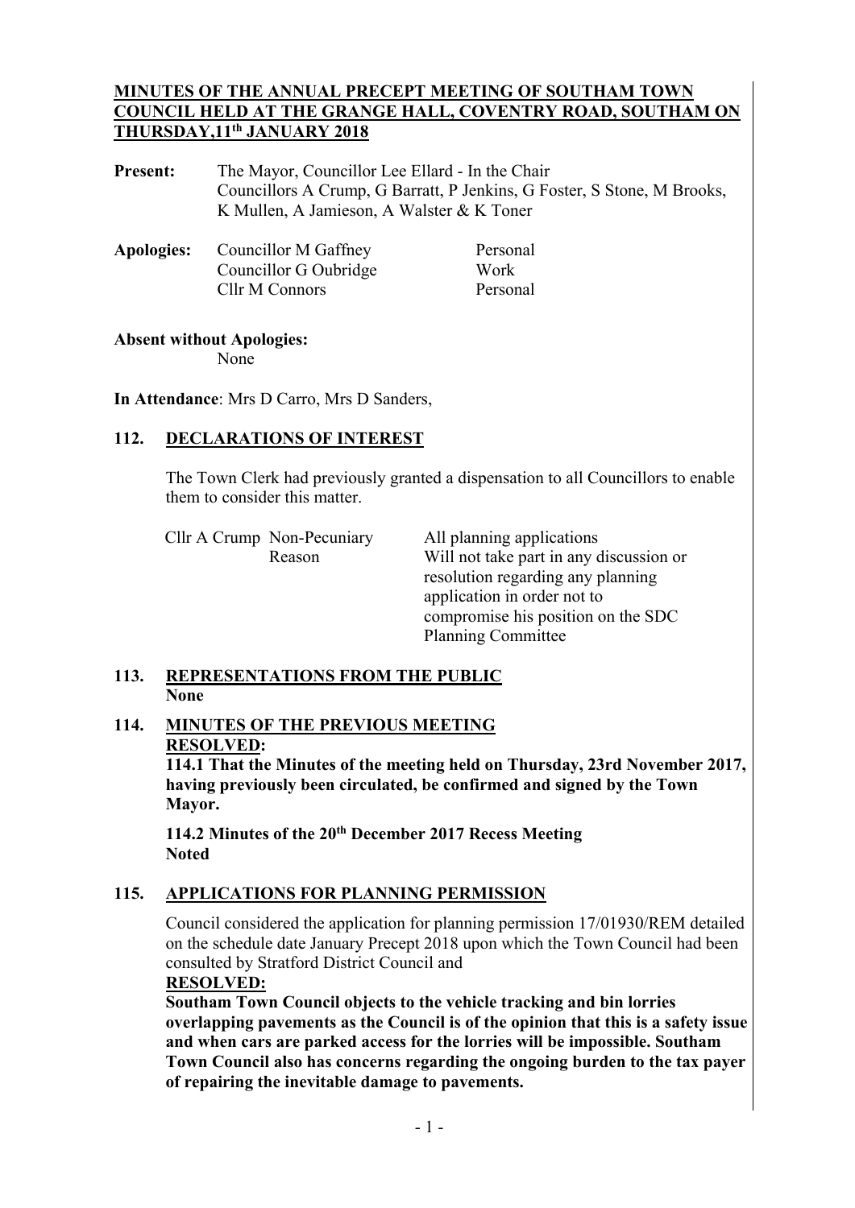# MINUTES OF THE ANNUAL PRECEPT MEETING OF SOUTHAM TOWN COUNCIL HELD AT THE GRANGE HALL, COVENTRY ROAD, SOUTHAM ON THURSDAY,11th JANUARY 2018

**Present:** The Mayor, Councillor Lee Ellard - In the Chair
Councillors A Crump, G Barratt, P Jenkins, G Foster, S Stone, M Brooks, K Mullen, A Jamieson, A Walster & K Toner

| **Apologies:** | Councillor M Gaffney | Personal |
|---|---|---|
| | Councillor G Oubridge | Work |
| | Cllr M Connors | Personal |

**Absent without Apologies:**
None

**In Attendance**: Mrs D Carro, Mrs D Sanders,

## 112. DECLARATIONS OF INTEREST

The Town Clerk had previously granted a dispensation to all Councillors to enable them to consider this matter.

| Cllr A Crump | Non-Pecuniary | All planning applications |
|---|---|---|
| | Reason | Will not take part in any discussion or resolution regarding any planning application in order not to compromise his position on the SDC Planning Committee |

## 113. REPRESENTATIONS FROM THE PUBLIC

**None**

## 114. MINUTES OF THE PREVIOUS MEETING

**RESOLVED:**

**114.1 That the Minutes of the meeting held on Thursday, 23rd November 2017, having previously been circulated, be confirmed and signed by the Town Mayor.**

**114.2 Minutes of the 20th December 2017 Recess Meeting**
**Noted**

## 115. APPLICATIONS FOR PLANNING PERMISSION

Council considered the application for planning permission 17/01930/REM detailed on the schedule date January Precept 2018 upon which the Town Council had been consulted by Stratford District Council and

**RESOLVED:**

**Southam Town Council objects to the vehicle tracking and bin lorries overlapping pavements as the Council is of the opinion that this is a safety issue and when cars are parked access for the lorries will be impossible. Southam Town Council also has concerns regarding the ongoing burden to the tax payer of repairing the inevitable damage to pavements.**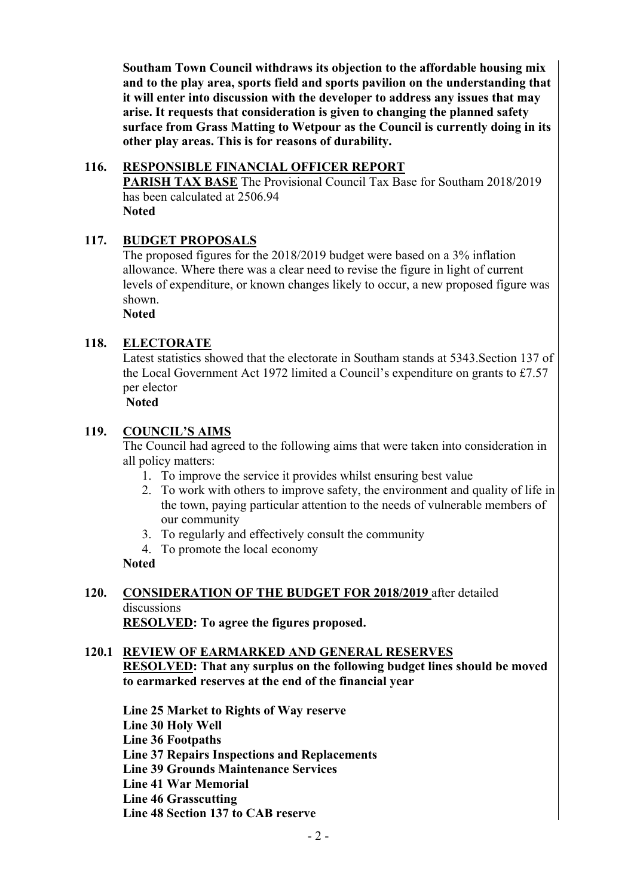**Southam Town Council withdraws its objection to the affordable housing mix and to the play area, sports field and sports pavilion on the understanding that it will enter into discussion with the developer to address any issues that may arise. It requests that consideration is given to changing the planned safety surface from Grass Matting to Wetpour as the Council is currently doing in its other play areas. This is for reasons of durability.**

**116. RESPONSIBLE FINANCIAL OFFICER REPORT**

**PARISH TAX BASE** The Provisional Council Tax Base for Southam 2018/2019 has been calculated at 2506.94
**Noted**

**117. BUDGET PROPOSALS**

The proposed figures for the 2018/2019 budget were based on a 3% inflation allowance. Where there was a clear need to revise the figure in light of current levels of expenditure, or known changes likely to occur, a new proposed figure was shown.
**Noted**

**118. ELECTORATE**

Latest statistics showed that the electorate in Southam stands at 5343.Section 137 of the Local Government Act 1972 limited a Council's expenditure on grants to £7.57 per elector
**Noted**

**119. COUNCIL'S AIMS**

The Council had agreed to the following aims that were taken into consideration in all policy matters:

1. To improve the service it provides whilst ensuring best value
2. To work with others to improve safety, the environment and quality of life in the town, paying particular attention to the needs of vulnerable members of our community
3. To regularly and effectively consult the community
4. To promote the local economy

**Noted**

**120. CONSIDERATION OF THE BUDGET FOR 2018/2019** after detailed discussions
**RESOLVED: To agree the figures proposed.**

**120.1 REVIEW OF EARMARKED AND GENERAL RESERVES**
**RESOLVED: That any surplus on the following budget lines should be moved to earmarked reserves at the end of the financial year**

**Line 25 Market to Rights of Way reserve**
**Line 30 Holy Well**
**Line 36 Footpaths**
**Line 37 Repairs Inspections and Replacements**
**Line 39 Grounds Maintenance Services**
**Line 41 War Memorial**
**Line 46 Grasscutting**
**Line 48 Section 137 to CAB reserve**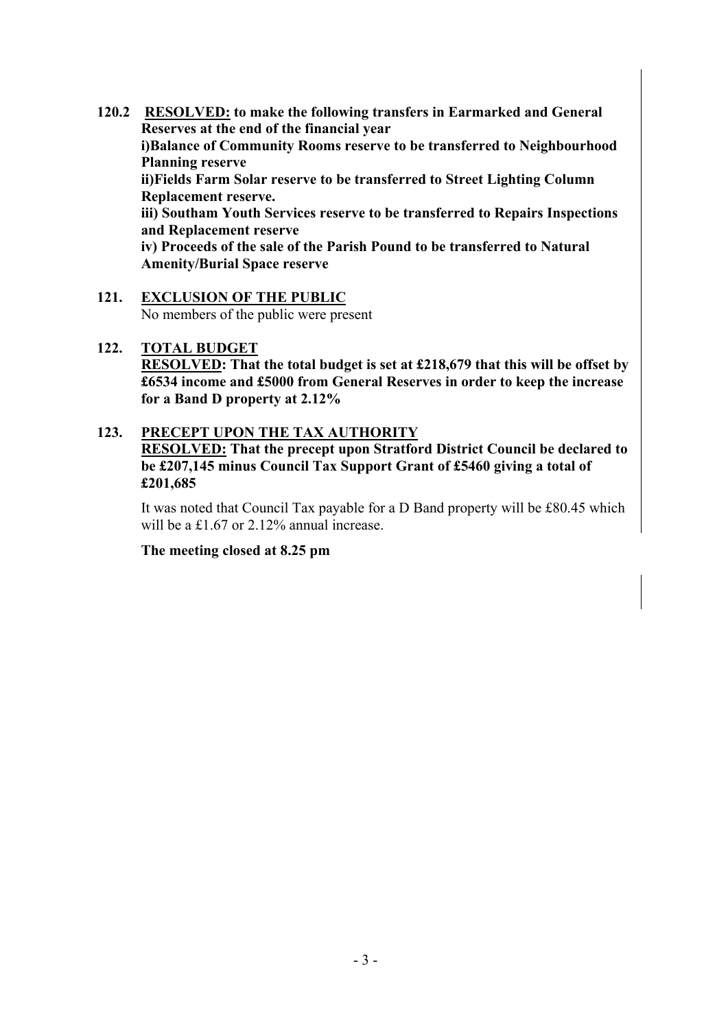**120.2 <u>RESOLVED:</u> to make the following transfers in Earmarked and General Reserves at the end of the financial year**
**i)Balance of Community Rooms reserve to be transferred to Neighbourhood Planning reserve**
**ii)Fields Farm Solar reserve to be transferred to Street Lighting Column Replacement reserve.**
**iii) Southam Youth Services reserve to be transferred to Repairs Inspections and Replacement reserve**
**iv) Proceeds of the sale of the Parish Pound to be transferred to Natural Amenity/Burial Space reserve**

**121. <u>EXCLUSION OF THE PUBLIC</u>**

No members of the public were present

**122. <u>TOTAL BUDGET</u>**

**<u>RESOLVED</u>: That the total budget is set at £218,679 that this will be offset by £6534 income and £5000 from General Reserves in order to keep the increase for a Band D property at 2.12%**

**123. <u>PRECEPT UPON THE TAX AUTHORITY</u>**

**<u>RESOLVED:</u> That the precept upon Stratford District Council be declared to be £207,145 minus Council Tax Support Grant of £5460 giving a total of £201,685**

It was noted that Council Tax payable for a D Band property will be £80.45 which will be a £1.67 or 2.12% annual increase.

**The meeting closed at 8.25 pm**